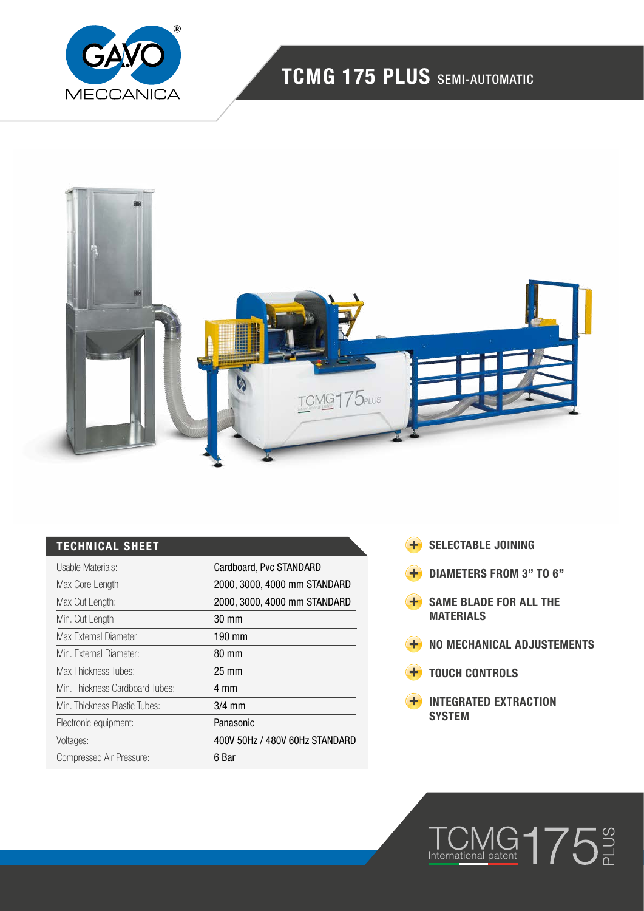# TCMG 175 PLUS SEMI-AUTOMATIC

## TECHNICAL SHEET

| | |
|---|---|
| Usable Materials: | Cardboard, Pvc STANDARD |
| Max Core Length: | 2000, 3000, 4000 mm STANDARD |
| Max Cut Length: | 2000, 3000, 4000 mm STANDARD |
| Min. Cut Length: | 30 mm |
| Max External Diameter: | 190 mm |
| Min. External Diameter: | 80 mm |
| Max Thickness Tubes: | 25 mm |
| Min. Thickness Cardboard Tubes: | 4 mm |
| Min. Thickness Plastic Tubes: | 3/4 mm |
| Electronic equipment: | Panasonic |
| Voltages: | 400V 50Hz / 480V 60Hz STANDARD |
| Compressed Air Pressure: | 6 Bar |

- **SELECTABLE JOINING**
- **DIAMETERS FROM 3" TO 6"**
- **SAME BLADE FOR ALL THE MATERIALS**
- **NO MECHANICAL ADJUSTEMENTS**
- **TOUCH CONTROLS**
- **INTEGRATED EXTRACTION SYSTEM**

TCMG 175 PLUS International patent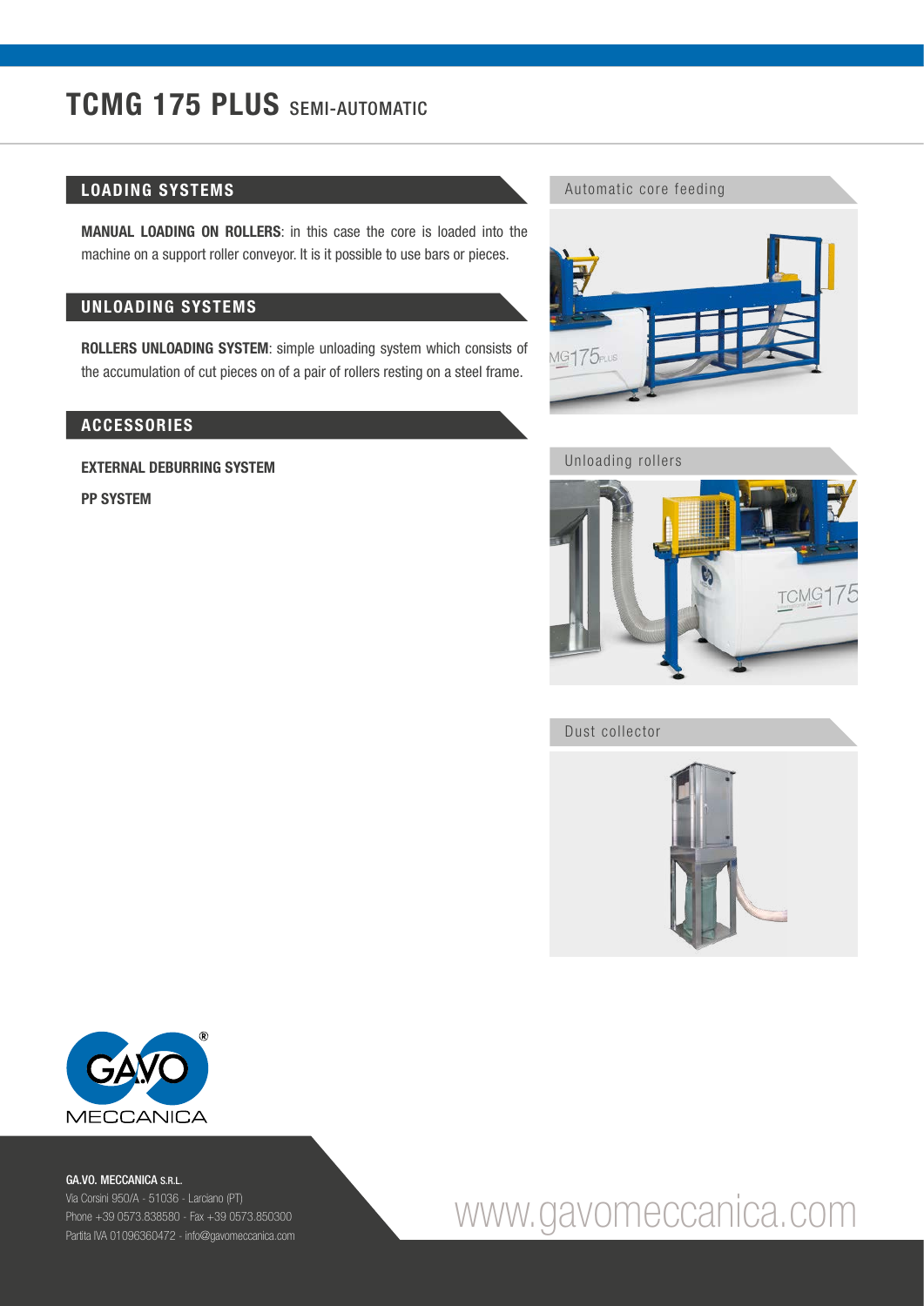# TCMG 175 PLUS SEMI-AUTOMATIC

## LOADING SYSTEMS

**MANUAL LOADING ON ROLLERS**: in this case the core is loaded into the machine on a support roller conveyor. It is it possible to use bars or pieces.

## UNLOADING SYSTEMS

**ROLLERS UNLOADING SYSTEM**: simple unloading system which consists of the accumulation of cut pieces on of a pair of rollers resting on a steel frame.

## ACCESSORIES

**EXTERNAL DEBURRING SYSTEM**

**PP SYSTEM**

Automatic core feeding

Unloading rollers

Dust collector

**GA.VO. MECCANICA S.R.L.**
Via Corsini 950/A - 51036 - Larciano (PT)
Phone +39 0573.838580 - Fax +39 0573.850300
Partita IVA 01096360472 - info@gavomeccanica.com

www.gavomeccanica.com